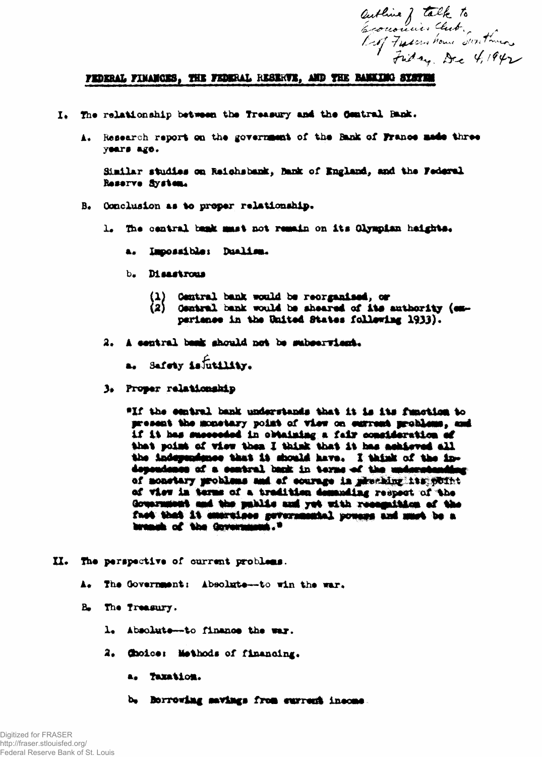Outline of talk to Economics Club, Prof Fraser's house Swarthmore Friday, Dec 4, 1942

# FEDERAL FINANCES, THE FEDERAL RESERVE, AND THE BANKING SYSTEM

I. The relationship between the Treasury and the Central Bank.

   A. Research report on the government of the Bank of France made three years ago.

      Similar studies on Reichsbank, Bank of England, and the Federal Reserve System.

   B. Conclusion as to proper relationship.

      1. The central bank must not remain on its Olympian heights.

         a. Impossible: Dualism.

         b. Disastrous

            (1) Central bank would be reorganized, or
            (2) Central bank would be sheared of its authority (experience in the United States following 1933).

      2. A central bank should not be subservient.

         a. Safety is futility.

      3. Proper relationship

         "If the central bank understands that it is its function to present the monetary point of view on current problems, and if it has succeeded in obtaining a fair consideration of that point of view then I think that it has achieved all the independence that it should have. I think of the independence of a central bank in terms of the understanding of monetary problems and of courage in presenting its point of view in terms of a tradition demanding respect of the Government and the public and yet with recognition of the fact that it exercises governmental powers and must be a branch of the Government."

II. The perspective of current problems.

   A. The Government: Absolute--to win the war.

   B. The Treasury.

      1. Absolute--to finance the war.

      2. Choice: Methods of financing.

         a. Taxation.

         b. Borrowing savings from current income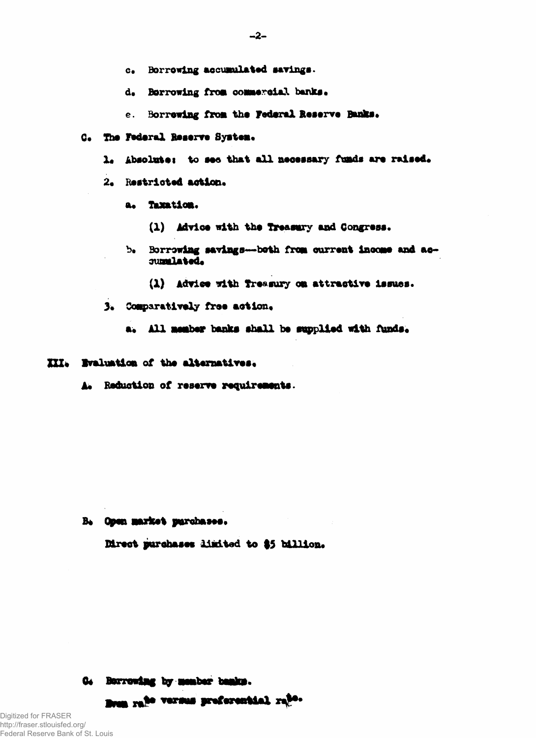c. Borrowing accumulated savings.

d. Borrowing from commercial banks.

e. Borrowing from the Federal Reserve Banks.

C. The Federal Reserve System.

1. Absolute: to see that all necessary funds are raised.

2. Restricted action.

a. Taxation.

(1) Advice with the Treasury and Congress.

b. Borrowing savings—both from current income and accumulated.

(1) Advice with Treasury on attractive issues.

3. Comparatively free action.

a. All member banks shall be supplied with funds.

III. Evaluation of the alternatives.

A. Reduction of reserve requirements.

B. Open market purchases.

Direct purchases limited to $5 billion.

C. Borrowing by member banks.

Even rate versus preferential rate.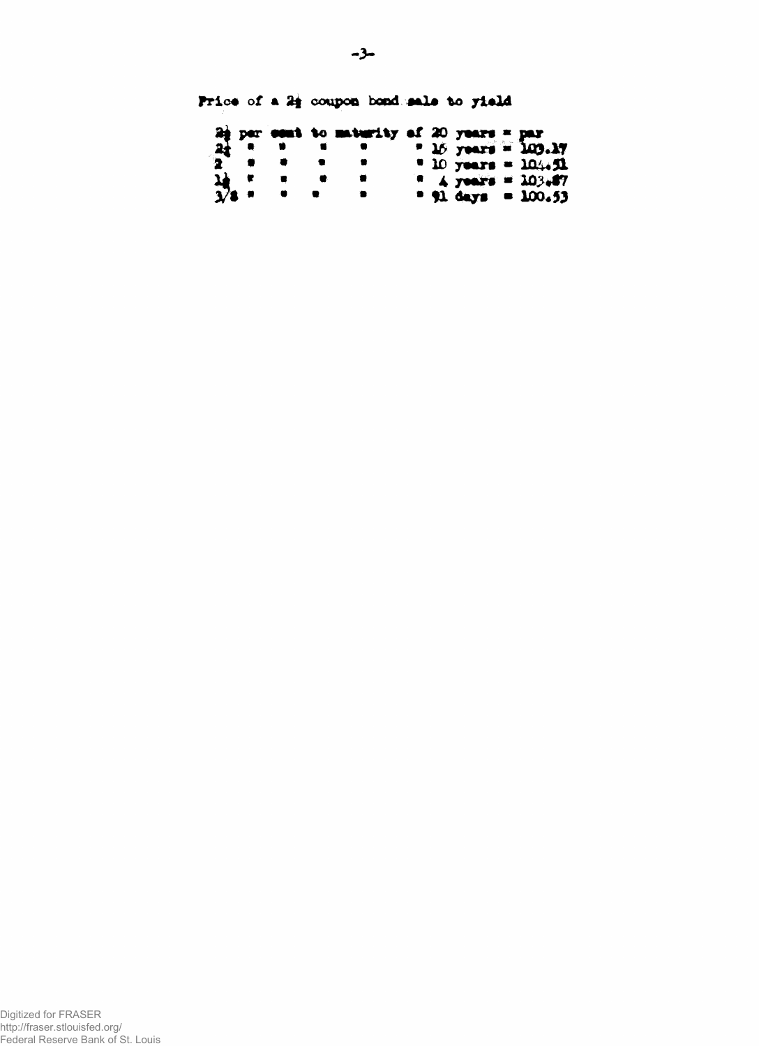Price of a 2½ coupon bond sale to yield

2½ per cent to maturity of 20 years = par
2¼ " " " " " 15 years = 103.17
2 " " " " " 10 years = 104.51
1½ " " " " " 4 years = 103.87
3/8 " " " " " 91 days = 100.53

Digitized for FRASER
http://fraser.stlouisfed.org/
Federal Reserve Bank of St. Louis